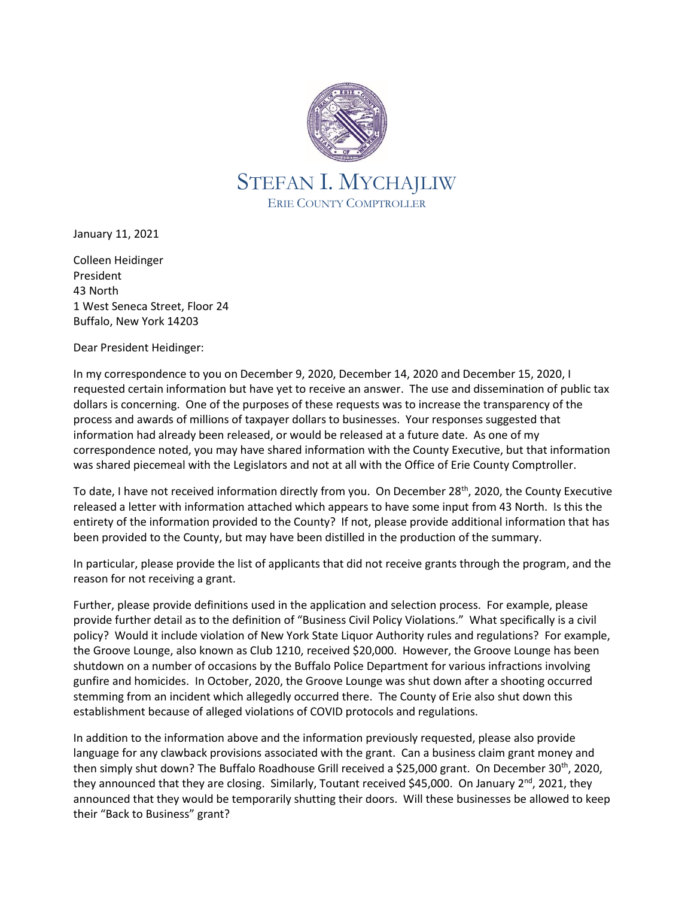# STEFAN I. MYCHAJLIW

ERIE COUNTY COMPTROLLER

January 11, 2021

Colleen Heidinger  
President  
43 North  
1 West Seneca Street, Floor 24  
Buffalo, New York 14203

Dear President Heidinger:

In my correspondence to you on December 9, 2020, December 14, 2020 and December 15, 2020, I requested certain information but have yet to receive an answer. The use and dissemination of public tax dollars is concerning. One of the purposes of these requests was to increase the transparency of the process and awards of millions of taxpayer dollars to businesses. Your responses suggested that information had already been released, or would be released at a future date. As one of my correspondence noted, you may have shared information with the County Executive, but that information was shared piecemeal with the Legislators and not at all with the Office of Erie County Comptroller.

To date, I have not received information directly from you. On December 28th, 2020, the County Executive released a letter with information attached which appears to have some input from 43 North. Is this the entirety of the information provided to the County? If not, please provide additional information that has been provided to the County, but may have been distilled in the production of the summary.

In particular, please provide the list of applicants that did not receive grants through the program, and the reason for not receiving a grant.

Further, please provide definitions used in the application and selection process. For example, please provide further detail as to the definition of "Business Civil Policy Violations." What specifically is a civil policy? Would it include violation of New York State Liquor Authority rules and regulations? For example, the Groove Lounge, also known as Club 1210, received $20,000. However, the Groove Lounge has been shutdown on a number of occasions by the Buffalo Police Department for various infractions involving gunfire and homicides. In October, 2020, the Groove Lounge was shut down after a shooting occurred stemming from an incident which allegedly occurred there. The County of Erie also shut down this establishment because of alleged violations of COVID protocols and regulations.

In addition to the information above and the information previously requested, please also provide language for any clawback provisions associated with the grant. Can a business claim grant money and then simply shut down? The Buffalo Roadhouse Grill received a $25,000 grant. On December 30th, 2020, they announced that they are closing. Similarly, Toutant received $45,000. On January 2nd, 2021, they announced that they would be temporarily shutting their doors. Will these businesses be allowed to keep their "Back to Business" grant?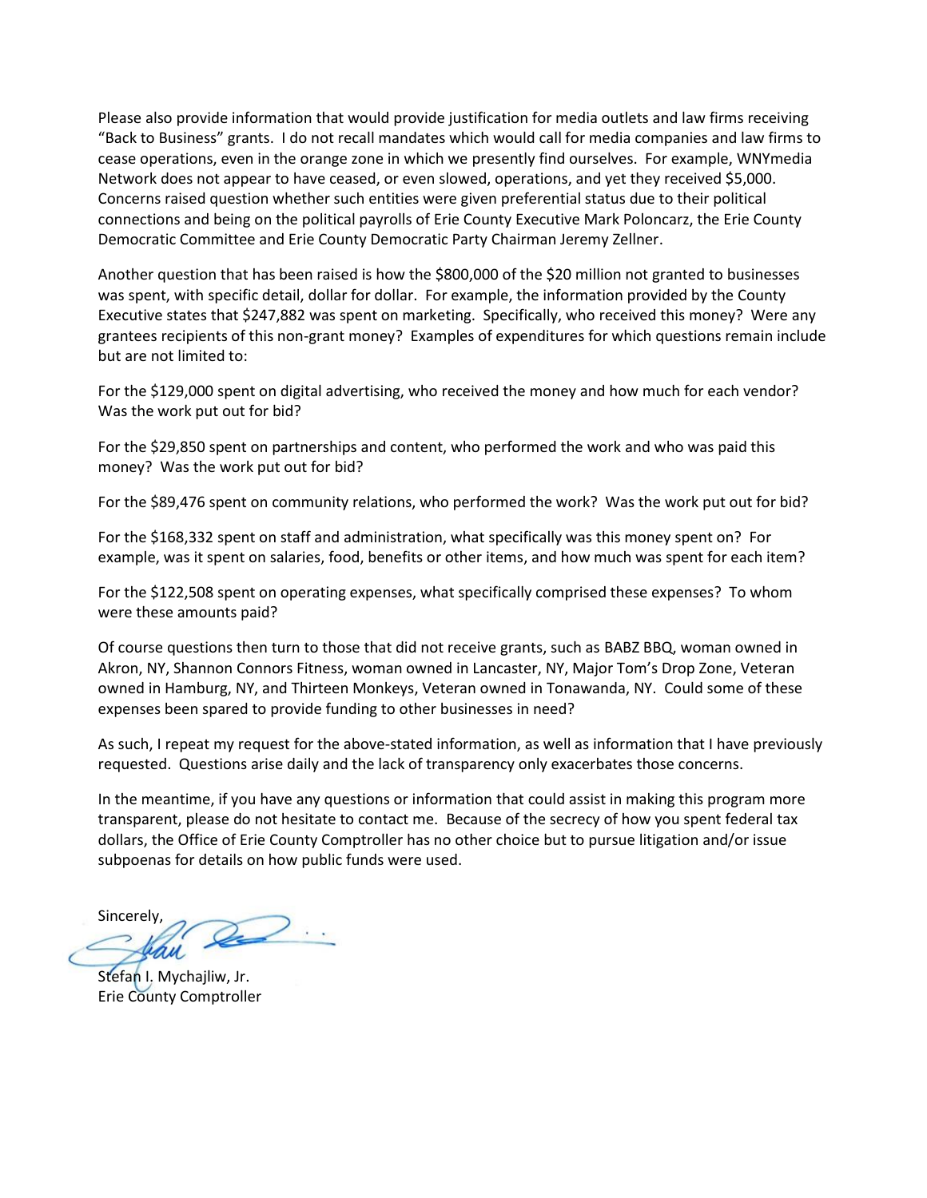Please also provide information that would provide justification for media outlets and law firms receiving "Back to Business" grants. I do not recall mandates which would call for media companies and law firms to cease operations, even in the orange zone in which we presently find ourselves. For example, WNYmedia Network does not appear to have ceased, or even slowed, operations, and yet they received $5,000. Concerns raised question whether such entities were given preferential status due to their political connections and being on the political payrolls of Erie County Executive Mark Poloncarz, the Erie County Democratic Committee and Erie County Democratic Party Chairman Jeremy Zellner.

Another question that has been raised is how the $800,000 of the $20 million not granted to businesses was spent, with specific detail, dollar for dollar. For example, the information provided by the County Executive states that $247,882 was spent on marketing. Specifically, who received this money? Were any grantees recipients of this non-grant money? Examples of expenditures for which questions remain include but are not limited to:

For the $129,000 spent on digital advertising, who received the money and how much for each vendor? Was the work put out for bid?

For the $29,850 spent on partnerships and content, who performed the work and who was paid this money? Was the work put out for bid?

For the $89,476 spent on community relations, who performed the work? Was the work put out for bid?

For the $168,332 spent on staff and administration, what specifically was this money spent on? For example, was it spent on salaries, food, benefits or other items, and how much was spent for each item?

For the $122,508 spent on operating expenses, what specifically comprised these expenses? To whom were these amounts paid?

Of course questions then turn to those that did not receive grants, such as BABZ BBQ, woman owned in Akron, NY, Shannon Connors Fitness, woman owned in Lancaster, NY, Major Tom's Drop Zone, Veteran owned in Hamburg, NY, and Thirteen Monkeys, Veteran owned in Tonawanda, NY. Could some of these expenses been spared to provide funding to other businesses in need?

As such, I repeat my request for the above-stated information, as well as information that I have previously requested. Questions arise daily and the lack of transparency only exacerbates those concerns.

In the meantime, if you have any questions or information that could assist in making this program more transparent, please do not hesitate to contact me. Because of the secrecy of how you spent federal tax dollars, the Office of Erie County Comptroller has no other choice but to pursue litigation and/or issue subpoenas for details on how public funds were used.

Sincerely,

Stefan I. Mychajliw, Jr.
Erie County Comptroller